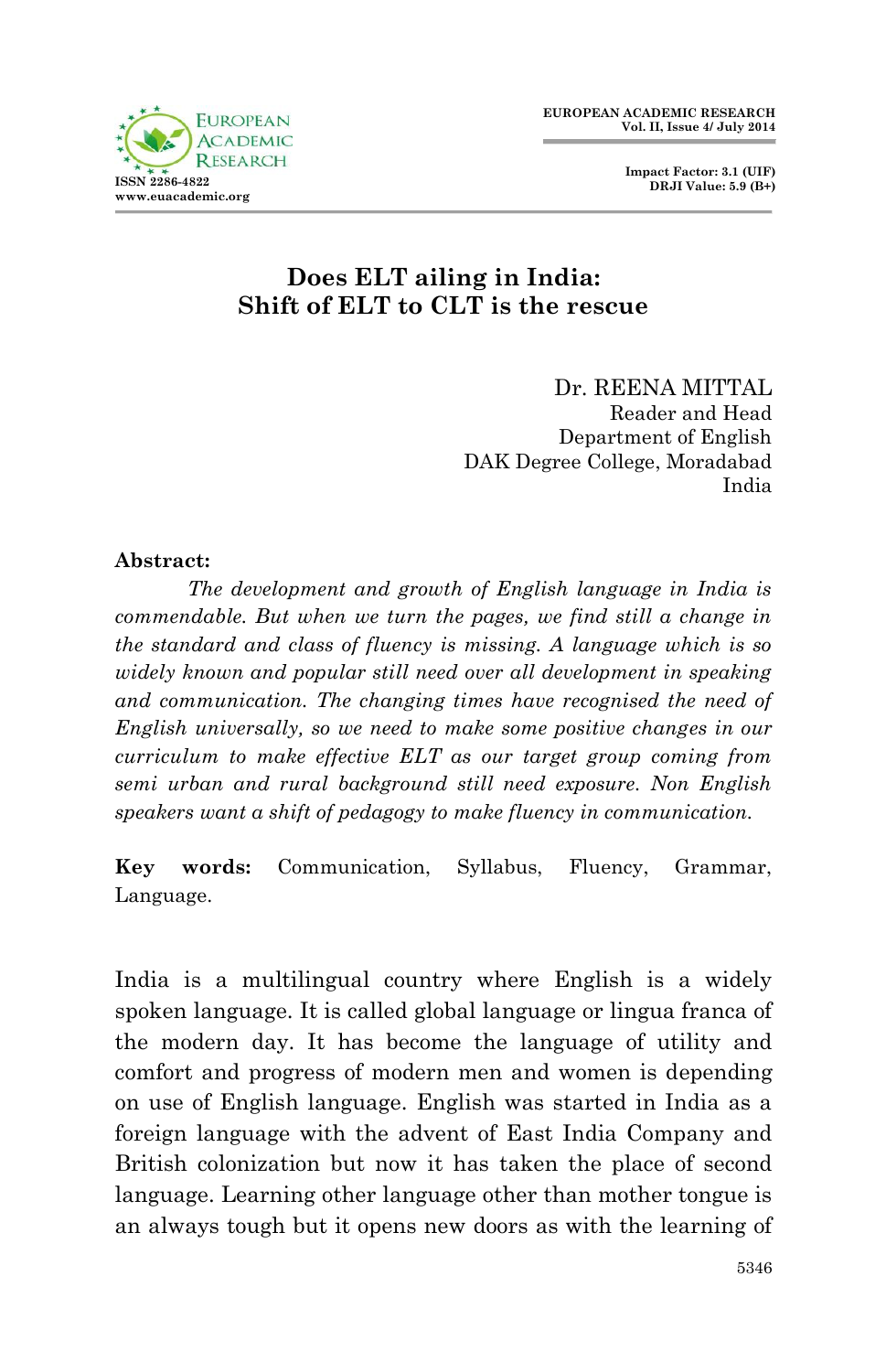# Does ELT ailing in India: Shift of ELT to CLT is the rescue

Dr. REENA MITTAL
Reader and Head
Department of English
DAK Degree College, Moradabad
India

**Abstract:**

*The development and growth of English language in India is commendable. But when we turn the pages, we find still a change in the standard and class of fluency is missing. A language which is so widely known and popular still need over all development in speaking and communication. The changing times have recognised the need of English universally, so we need to make some positive changes in our curriculum to make effective ELT as our target group coming from semi urban and rural background still need exposure. Non English speakers want a shift of pedagogy to make fluency in communication.*

**Key words:** Communication, Syllabus, Fluency, Grammar, Language.

India is a multilingual country where English is a widely spoken language. It is called global language or lingua franca of the modern day. It has become the language of utility and comfort and progress of modern men and women is depending on use of English language. English was started in India as a foreign language with the advent of East India Company and British colonization but now it has taken the place of second language. Learning other language other than mother tongue is an always tough but it opens new doors as with the learning of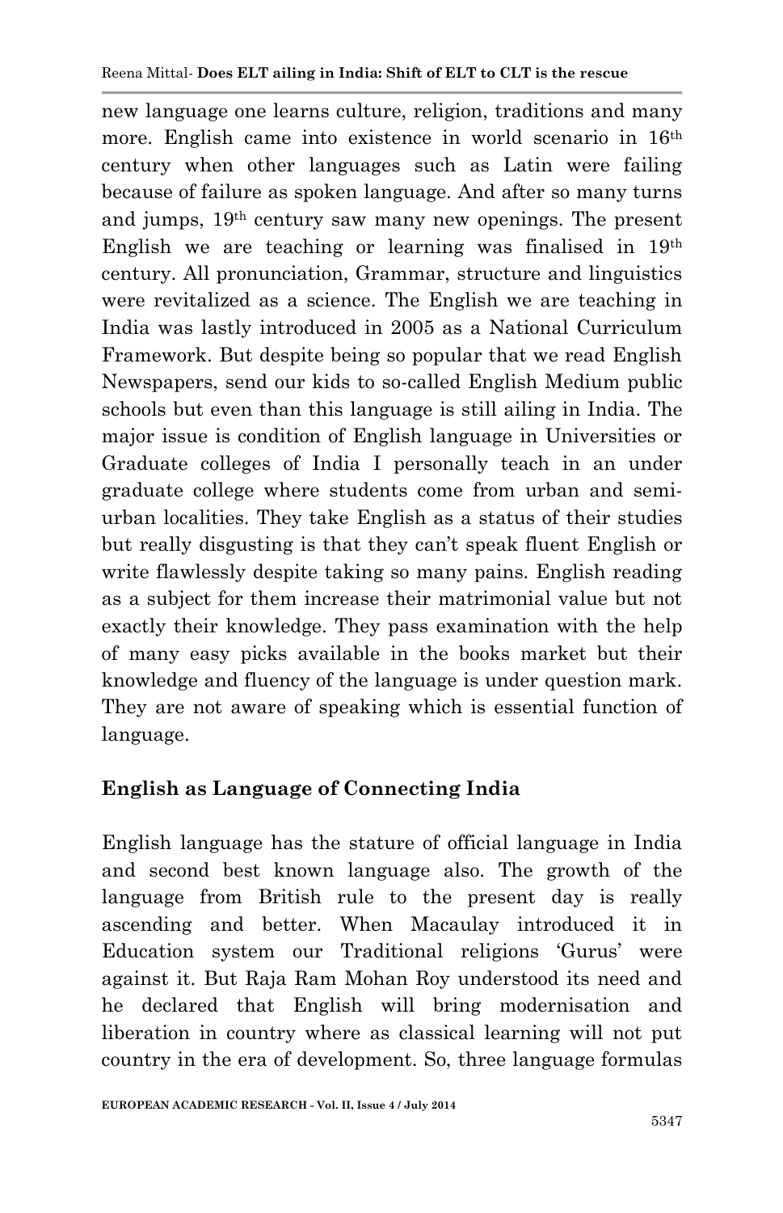new language one learns culture, religion, traditions and many more. English came into existence in world scenario in 16th century when other languages such as Latin were failing because of failure as spoken language. And after so many turns and jumps, 19th century saw many new openings. The present English we are teaching or learning was finalised in 19th century. All pronunciation, Grammar, structure and linguistics were revitalized as a science. The English we are teaching in India was lastly introduced in 2005 as a National Curriculum Framework. But despite being so popular that we read English Newspapers, send our kids to so-called English Medium public schools but even than this language is still ailing in India. The major issue is condition of English language in Universities or Graduate colleges of India I personally teach in an under graduate college where students come from urban and semi-urban localities. They take English as a status of their studies but really disgusting is that they can't speak fluent English or write flawlessly despite taking so many pains. English reading as a subject for them increase their matrimonial value but not exactly their knowledge. They pass examination with the help of many easy picks available in the books market but their knowledge and fluency of the language is under question mark. They are not aware of speaking which is essential function of language.

## English as Language of Connecting India

English language has the stature of official language in India and second best known language also. The growth of the language from British rule to the present day is really ascending and better. When Macaulay introduced it in Education system our Traditional religions 'Gurus' were against it. But Raja Ram Mohan Roy understood its need and he declared that English will bring modernisation and liberation in country where as classical learning will not put country in the era of development. So, three language formulas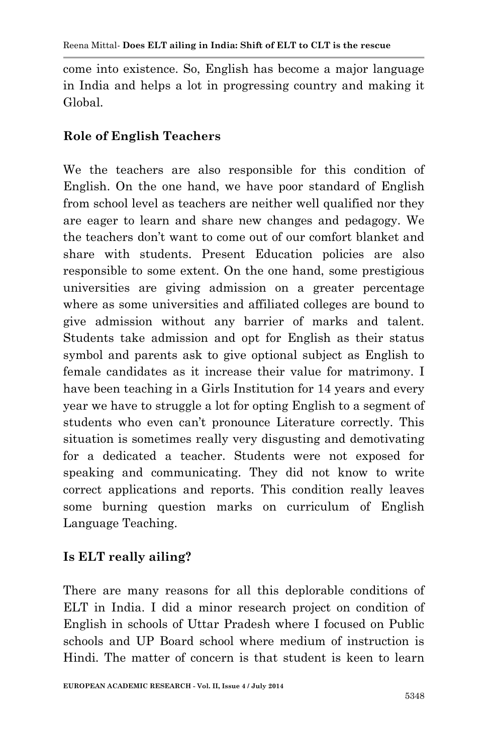come into existence. So, English has become a major language in India and helps a lot in progressing country and making it Global.

## Role of English Teachers

We the teachers are also responsible for this condition of English. On the one hand, we have poor standard of English from school level as teachers are neither well qualified nor they are eager to learn and share new changes and pedagogy. We the teachers don't want to come out of our comfort blanket and share with students. Present Education policies are also responsible to some extent. On the one hand, some prestigious universities are giving admission on a greater percentage where as some universities and affiliated colleges are bound to give admission without any barrier of marks and talent. Students take admission and opt for English as their status symbol and parents ask to give optional subject as English to female candidates as it increase their value for matrimony. I have been teaching in a Girls Institution for 14 years and every year we have to struggle a lot for opting English to a segment of students who even can't pronounce Literature correctly. This situation is sometimes really very disgusting and demotivating for a dedicated a teacher. Students were not exposed for speaking and communicating. They did not know to write correct applications and reports. This condition really leaves some burning question marks on curriculum of English Language Teaching.

## Is ELT really ailing?

There are many reasons for all this deplorable conditions of ELT in India. I did a minor research project on condition of English in schools of Uttar Pradesh where I focused on Public schools and UP Board school where medium of instruction is Hindi. The matter of concern is that student is keen to learn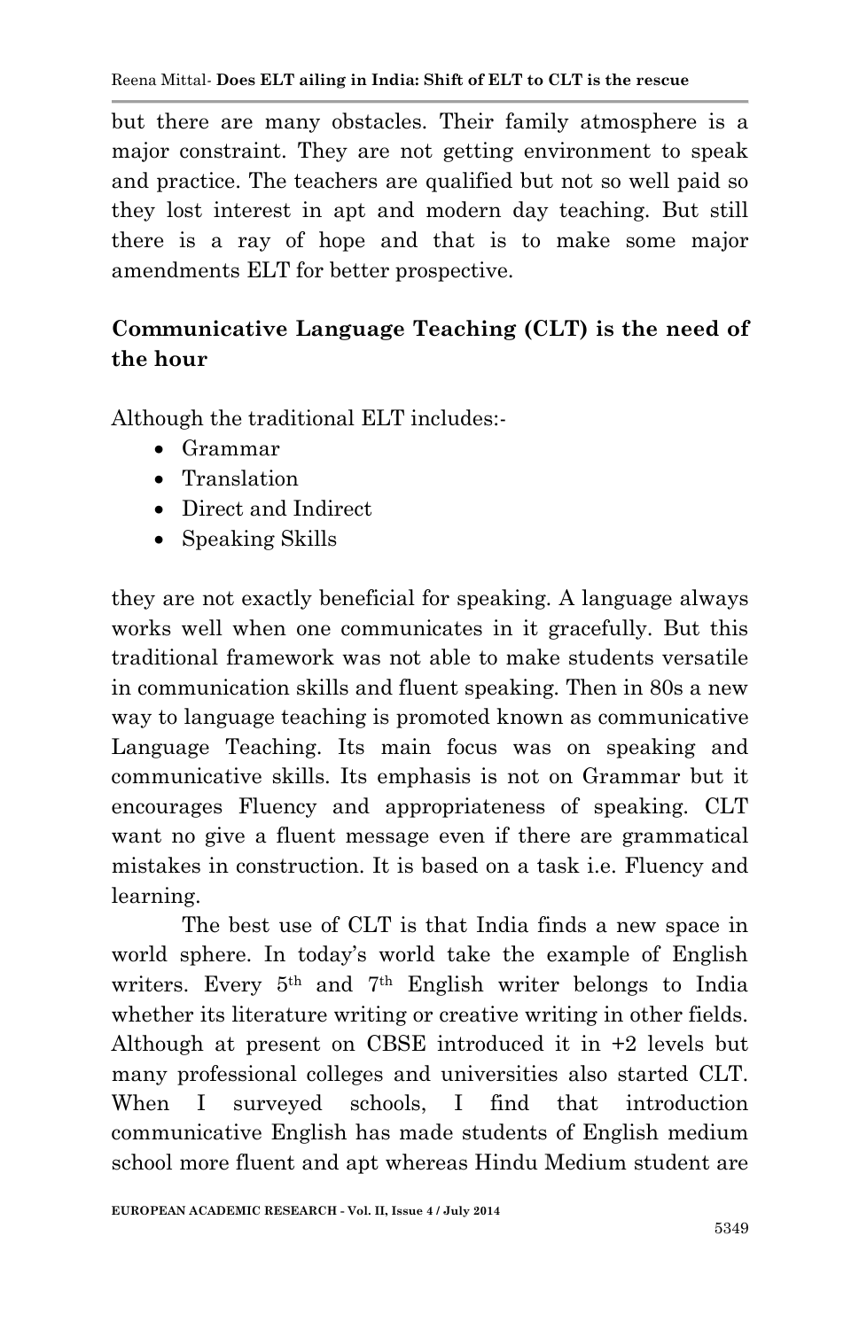but there are many obstacles. Their family atmosphere is a major constraint. They are not getting environment to speak and practice. The teachers are qualified but not so well paid so they lost interest in apt and modern day teaching. But still there is a ray of hope and that is to make some major amendments ELT for better prospective.

## Communicative Language Teaching (CLT) is the need of the hour

Although the traditional ELT includes:-

- Grammar
- Translation
- Direct and Indirect
- Speaking Skills

they are not exactly beneficial for speaking. A language always works well when one communicates in it gracefully. But this traditional framework was not able to make students versatile in communication skills and fluent speaking. Then in 80s a new way to language teaching is promoted known as communicative Language Teaching. Its main focus was on speaking and communicative skills. Its emphasis is not on Grammar but it encourages Fluency and appropriateness of speaking. CLT want no give a fluent message even if there are grammatical mistakes in construction. It is based on a task i.e. Fluency and learning.

The best use of CLT is that India finds a new space in world sphere. In today's world take the example of English writers. Every 5th and 7th English writer belongs to India whether its literature writing or creative writing in other fields. Although at present on CBSE introduced it in +2 levels but many professional colleges and universities also started CLT. When I surveyed schools, I find that introduction communicative English has made students of English medium school more fluent and apt whereas Hindu Medium student are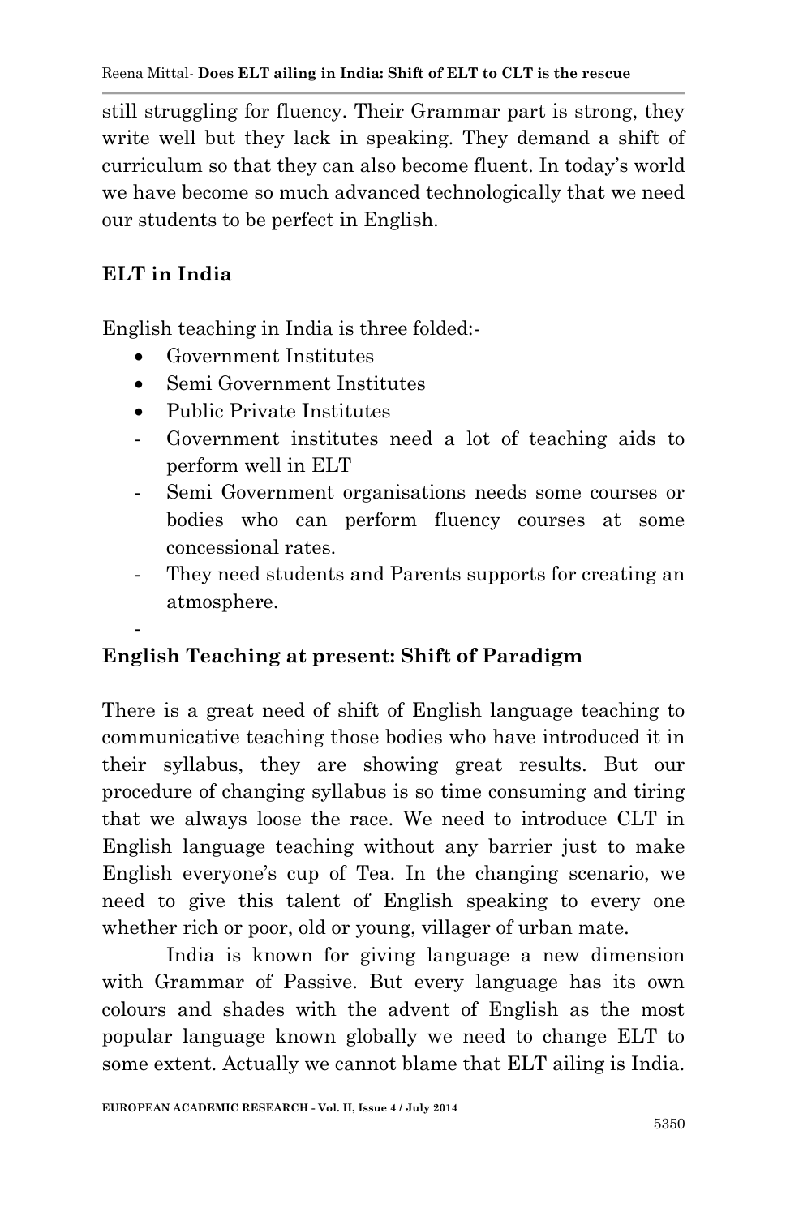still struggling for fluency. Their Grammar part is strong, they write well but they lack in speaking. They demand a shift of curriculum so that they can also become fluent. In today's world we have become so much advanced technologically that we need our students to be perfect in English.

## ELT in India

English teaching in India is three folded:-

- Government Institutes
- Semi Government Institutes
- Public Private Institutes

- Government institutes need a lot of teaching aids to perform well in ELT
- Semi Government organisations needs some courses or bodies who can perform fluency courses at some concessional rates.
- They need students and Parents supports for creating an atmosphere.
-

## English Teaching at present: Shift of Paradigm

There is a great need of shift of English language teaching to communicative teaching those bodies who have introduced it in their syllabus, they are showing great results. But our procedure of changing syllabus is so time consuming and tiring that we always loose the race. We need to introduce CLT in English language teaching without any barrier just to make English everyone's cup of Tea. In the changing scenario, we need to give this talent of English speaking to every one whether rich or poor, old or young, villager of urban mate.

India is known for giving language a new dimension with Grammar of Passive. But every language has its own colours and shades with the advent of English as the most popular language known globally we need to change ELT to some extent. Actually we cannot blame that ELT ailing is India.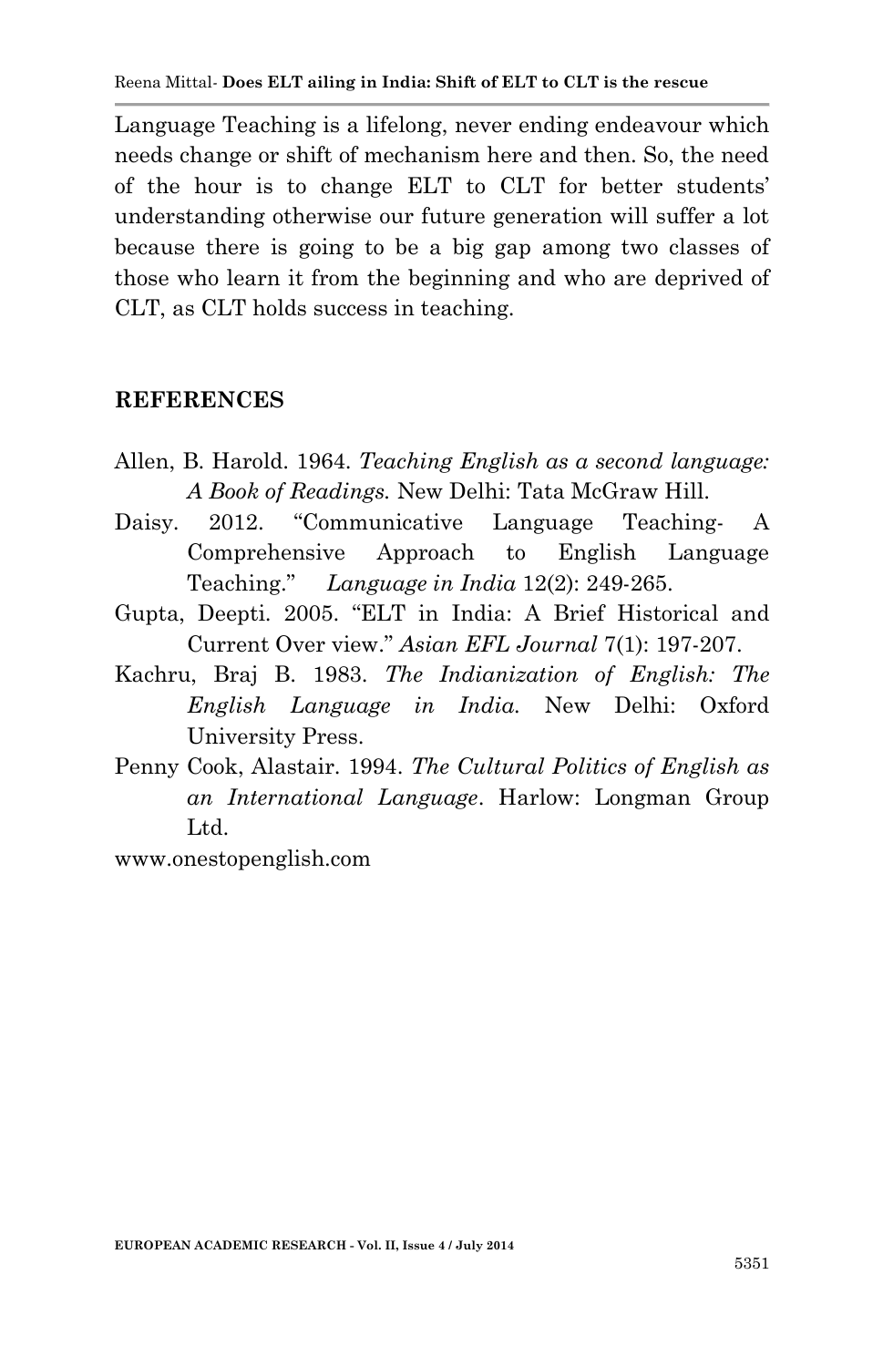Language Teaching is a lifelong, never ending endeavour which needs change or shift of mechanism here and then. So, the need of the hour is to change ELT to CLT for better students' understanding otherwise our future generation will suffer a lot because there is going to be a big gap among two classes of those who learn it from the beginning and who are deprived of CLT, as CLT holds success in teaching.

## REFERENCES

Allen, B. Harold. 1964. *Teaching English as a second language: A Book of Readings.* New Delhi: Tata McGraw Hill.

Daisy. 2012. "Communicative Language Teaching- A Comprehensive Approach to English Language Teaching." *Language in India* 12(2): 249-265.

Gupta, Deepti. 2005. "ELT in India: A Brief Historical and Current Over view." *Asian EFL Journal* 7(1): 197-207.

Kachru, Braj B. 1983. *The Indianization of English: The English Language in India.* New Delhi: Oxford University Press.

Penny Cook, Alastair. 1994. *The Cultural Politics of English as an International Language*. Harlow: Longman Group Ltd.

www.onestopenglish.com